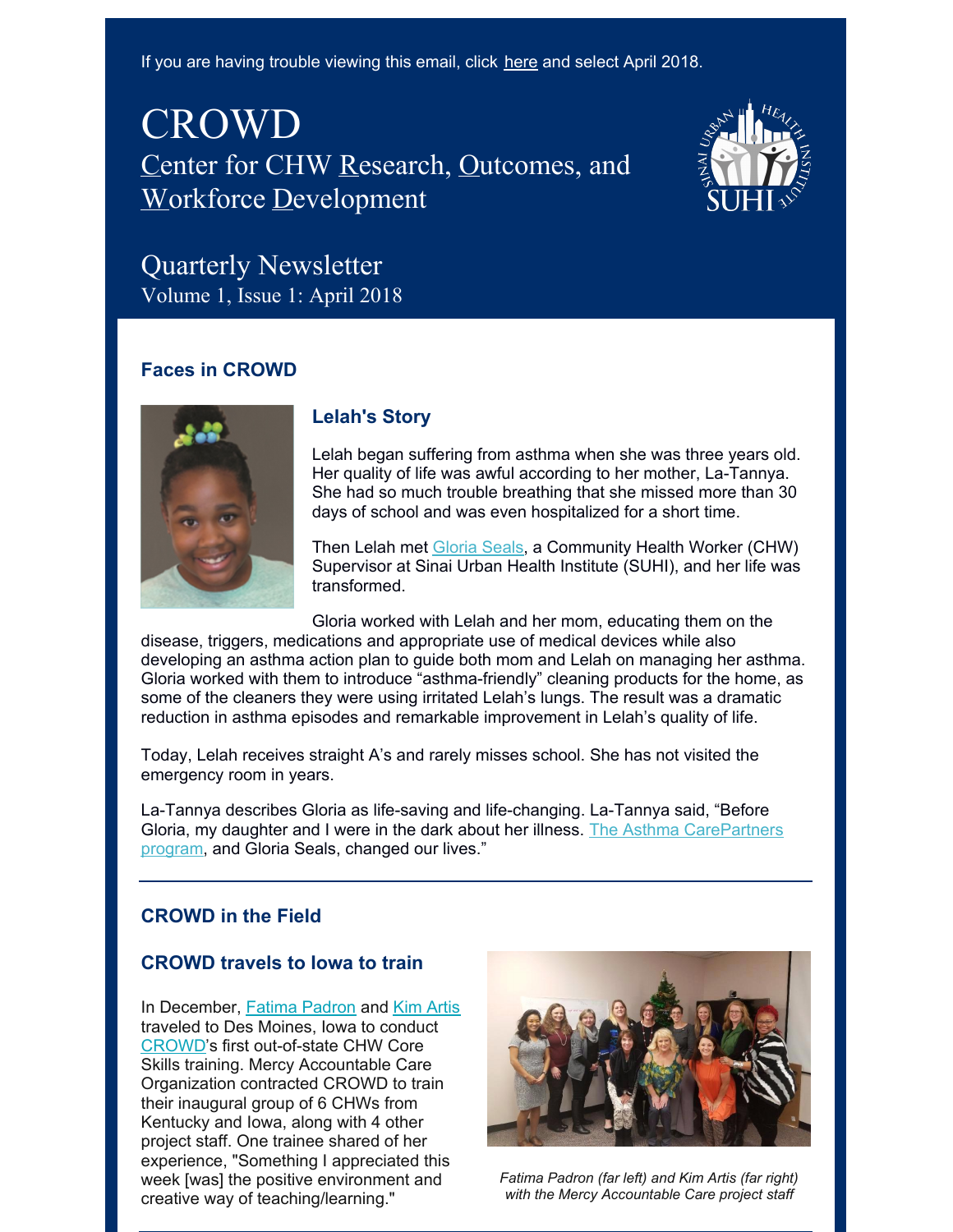If you are having trouble viewing this email, click here and select April 2018.

# CROWD

## Center for CHW Research, Outcomes, and Workforce Development

## Quarterly Newsletter

Volume 1, Issue 1: April 2018

### Faces in CROWD

#### Lelah's Story

Lelah began suffering from asthma when she was three years old. Her quality of life was awful according to her mother, La-Tannya. She had so much trouble breathing that she missed more than 30 days of school and was even hospitalized for a short time.

Then Lelah met Gloria Seals, a Community Health Worker (CHW) Supervisor at Sinai Urban Health Institute (SUHI), and her life was transformed.

Gloria worked with Lelah and her mom, educating them on the disease, triggers, medications and appropriate use of medical devices while also developing an asthma action plan to guide both mom and Lelah on managing her asthma. Gloria worked with them to introduce "asthma-friendly" cleaning products for the home, as some of the cleaners they were using irritated Lelah's lungs. The result was a dramatic reduction in asthma episodes and remarkable improvement in Lelah's quality of life.

Today, Lelah receives straight A's and rarely misses school. She has not visited the emergency room in years.

La-Tannya describes Gloria as life-saving and life-changing. La-Tannya said, "Before Gloria, my daughter and I were in the dark about her illness. The Asthma CarePartners program, and Gloria Seals, changed our lives."

---

### CROWD in the Field

#### CROWD travels to Iowa to train

In December, Fatima Padron and Kim Artis traveled to Des Moines, Iowa to conduct CROWD's first out-of-state CHW Core Skills training. Mercy Accountable Care Organization contracted CROWD to train their inaugural group of 6 CHWs from Kentucky and Iowa, along with 4 other project staff. One trainee shared of her experience, "Something I appreciated this week [was] the positive environment and creative way of teaching/learning."

*Fatima Padron (far left) and Kim Artis (far right) with the Mercy Accountable Care project staff*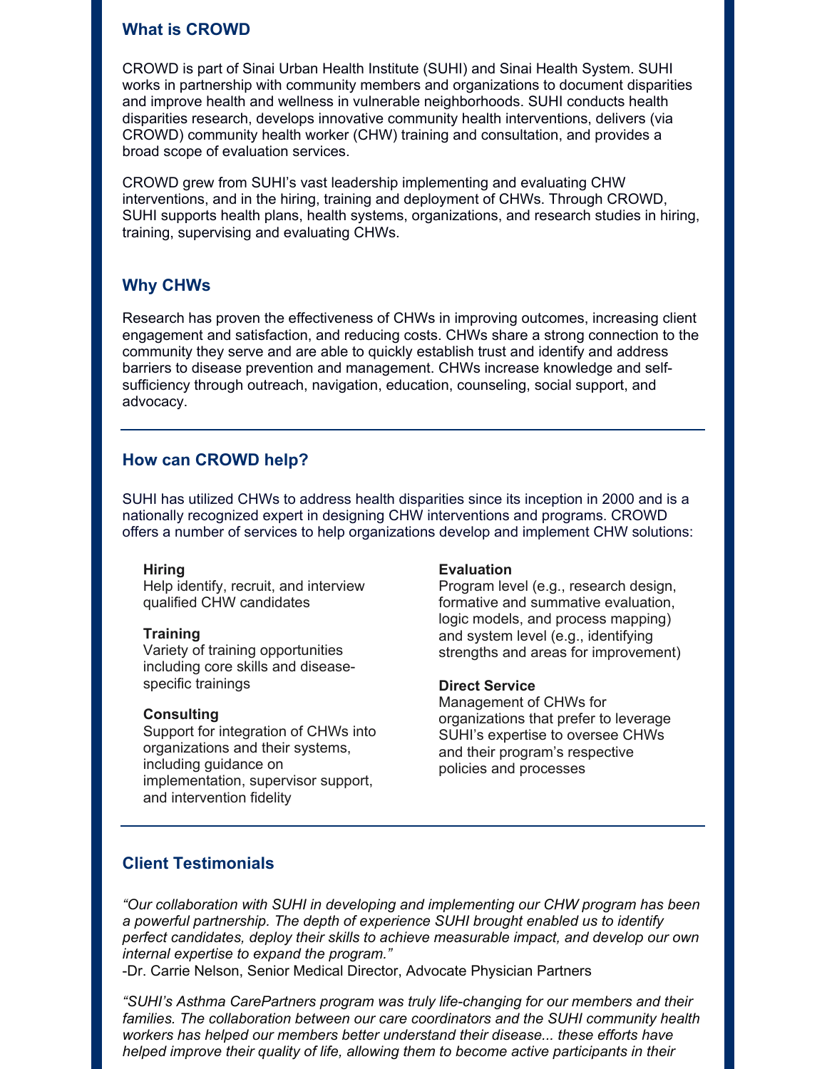## What is CROWD

CROWD is part of Sinai Urban Health Institute (SUHI) and Sinai Health System. SUHI works in partnership with community members and organizations to document disparities and improve health and wellness in vulnerable neighborhoods. SUHI conducts health disparities research, develops innovative community health interventions, delivers (via CROWD) community health worker (CHW) training and consultation, and provides a broad scope of evaluation services.

CROWD grew from SUHI's vast leadership implementing and evaluating CHW interventions, and in the hiring, training and deployment of CHWs. Through CROWD, SUHI supports health plans, health systems, organizations, and research studies in hiring, training, supervising and evaluating CHWs.

## Why CHWs

Research has proven the effectiveness of CHWs in improving outcomes, increasing client engagement and satisfaction, and reducing costs. CHWs share a strong connection to the community they serve and are able to quickly establish trust and identify and address barriers to disease prevention and management. CHWs increase knowledge and self-sufficiency through outreach, navigation, education, counseling, social support, and advocacy.

---

## How can CROWD help?

SUHI has utilized CHWs to address health disparities since its inception in 2000 and is a nationally recognized expert in designing CHW interventions and programs. CROWD offers a number of services to help organizations develop and implement CHW solutions:

**Hiring**
Help identify, recruit, and interview qualified CHW candidates

**Training**
Variety of training opportunities including core skills and disease-specific trainings

**Consulting**
Support for integration of CHWs into organizations and their systems, including guidance on implementation, supervisor support, and intervention fidelity

**Evaluation**
Program level (e.g., research design, formative and summative evaluation, logic models, and process mapping) and system level (e.g., identifying strengths and areas for improvement)

**Direct Service**
Management of CHWs for organizations that prefer to leverage SUHI's expertise to oversee CHWs and their program's respective policies and processes

---

## Client Testimonials

*"Our collaboration with SUHI in developing and implementing our CHW program has been a powerful partnership. The depth of experience SUHI brought enabled us to identify perfect candidates, deploy their skills to achieve measurable impact, and develop our own internal expertise to expand the program."*
-Dr. Carrie Nelson, Senior Medical Director, Advocate Physician Partners

*"SUHI's Asthma CarePartners program was truly life-changing for our members and their families. The collaboration between our care coordinators and the SUHI community health workers has helped our members better understand their disease... these efforts have helped improve their quality of life, allowing them to become active participants in their*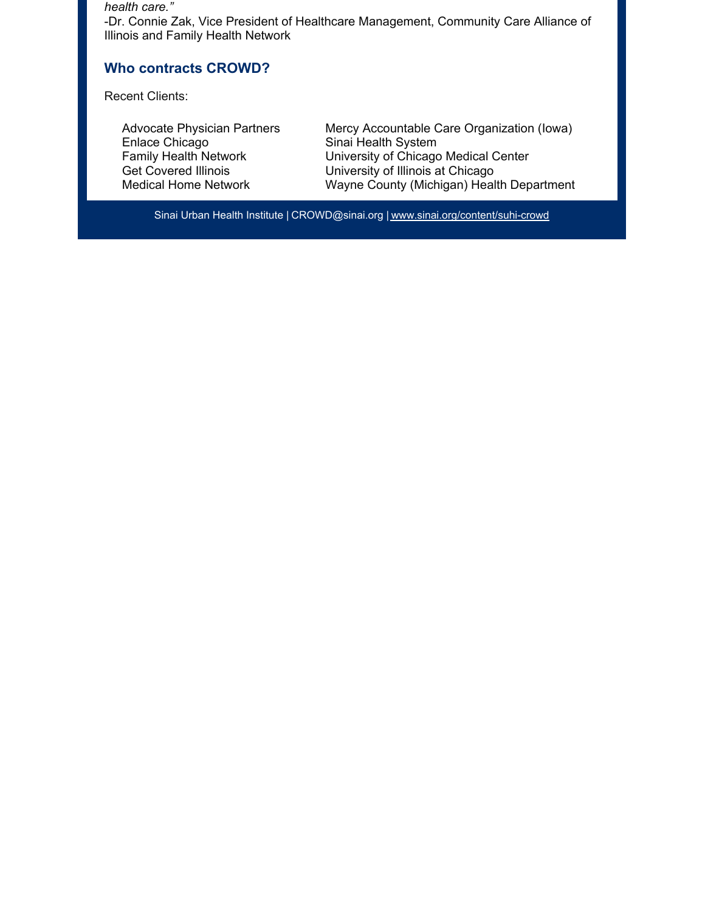*health care."*
-Dr. Connie Zak, Vice President of Healthcare Management, Community Care Alliance of Illinois and Family Health Network

## Who contracts CROWD?

Recent Clients:

- Advocate Physician Partners
- Enlace Chicago
- Family Health Network
- Get Covered Illinois
- Medical Home Network
- Mercy Accountable Care Organization (Iowa)
- Sinai Health System
- University of Chicago Medical Center
- University of Illinois at Chicago
- Wayne County (Michigan) Health Department

Sinai Urban Health Institute | CROWD@sinai.org | www.sinai.org/content/suhi-crowd